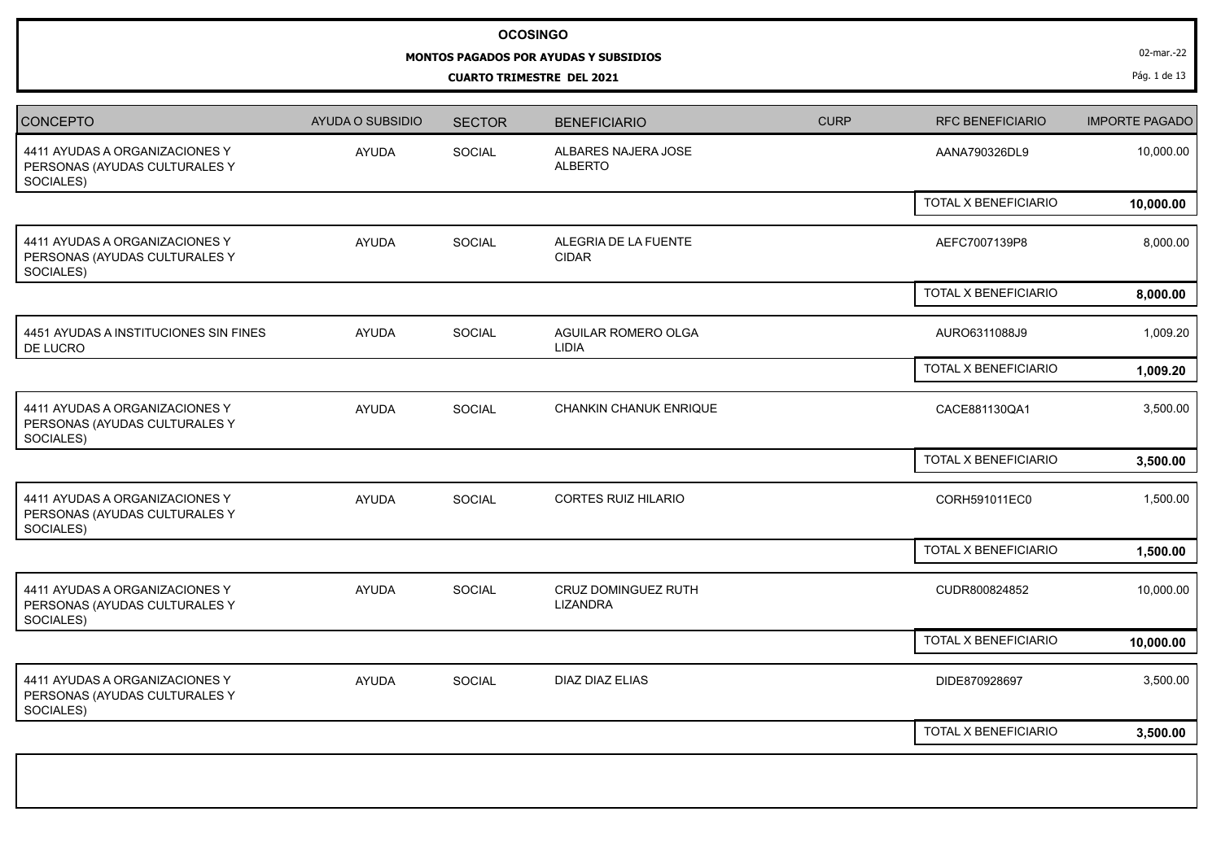# OCOSINGO

## MONTOS PAGADOS POR AYUDAS Y SUBSIDIOS

### CUARTO TRIMESTRE DEL 2021

02-mar.-22

| CONCEPTO | AYUDA O SUBSIDIO | SECTOR | BENEFICIARIO | CURP | RFC BENEFICIARIO | IMPORTE PAGADO |
|---|---|---|---|---|---|---|
| 4411 AYUDAS A ORGANIZACIONES Y PERSONAS (AYUDAS CULTURALES Y SOCIALES) | AYUDA | SOCIAL | ALBARES NAJERA JOSE ALBERTO | | AANA790326DL9 | 10,000.00 |
| | | | | | TOTAL X BENEFICIARIO | **10,000.00** |
| 4411 AYUDAS A ORGANIZACIONES Y PERSONAS (AYUDAS CULTURALES Y SOCIALES) | AYUDA | SOCIAL | ALEGRIA DE LA FUENTE CIDAR | | AEFC7007139P8 | 8,000.00 |
| | | | | | TOTAL X BENEFICIARIO | **8,000.00** |
| 4451 AYUDAS A INSTITUCIONES SIN FINES DE LUCRO | AYUDA | SOCIAL | AGUILAR ROMERO OLGA LIDIA | | AURO6311088J9 | 1,009.20 |
| | | | | | TOTAL X BENEFICIARIO | **1,009.20** |
| 4411 AYUDAS A ORGANIZACIONES Y PERSONAS (AYUDAS CULTURALES Y SOCIALES) | AYUDA | SOCIAL | CHANKIN CHANUK ENRIQUE | | CACE881130QA1 | 3,500.00 |
| | | | | | TOTAL X BENEFICIARIO | **3,500.00** |
| 4411 AYUDAS A ORGANIZACIONES Y PERSONAS (AYUDAS CULTURALES Y SOCIALES) | AYUDA | SOCIAL | CORTES RUIZ HILARIO | | CORH591011EC0 | 1,500.00 |
| | | | | | TOTAL X BENEFICIARIO | **1,500.00** |
| 4411 AYUDAS A ORGANIZACIONES Y PERSONAS (AYUDAS CULTURALES Y SOCIALES) | AYUDA | SOCIAL | CRUZ DOMINGUEZ RUTH LIZANDRA | | CUDR800824852 | 10,000.00 |
| | | | | | TOTAL X BENEFICIARIO | **10,000.00** |
| 4411 AYUDAS A ORGANIZACIONES Y PERSONAS (AYUDAS CULTURALES Y SOCIALES) | AYUDA | SOCIAL | DIAZ DIAZ ELIAS | | DIDE870928697 | 3,500.00 |
| | | | | | TOTAL X BENEFICIARIO | **3,500.00** |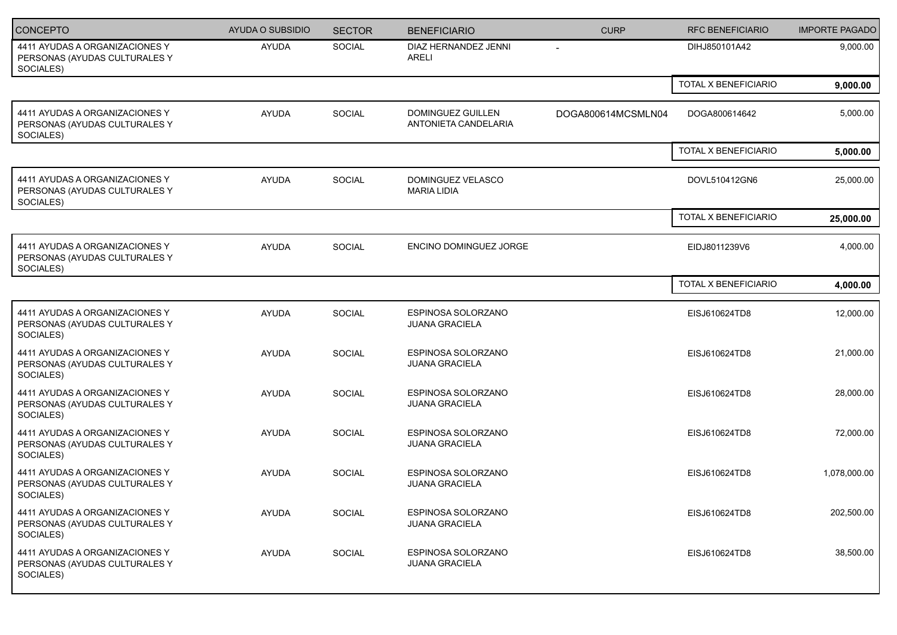| CONCEPTO | AYUDA O SUBSIDIO | SECTOR | BENEFICIARIO | CURP | RFC BENEFICIARIO | IMPORTE PAGADO |
|---|---|---|---|---|---|---|
| 4411 AYUDAS A ORGANIZACIONES Y PERSONAS (AYUDAS CULTURALES Y SOCIALES) | AYUDA | SOCIAL | DIAZ HERNANDEZ JENNI ARELI | - | DIHJ850101A42 | 9,000.00 |
| | | | | | TOTAL X BENEFICIARIO | **9,000.00** |
| 4411 AYUDAS A ORGANIZACIONES Y PERSONAS (AYUDAS CULTURALES Y SOCIALES) | AYUDA | SOCIAL | DOMINGUEZ GUILLEN ANTONIETA CANDELARIA | DOGA800614MCSMLN04 | DOGA800614642 | 5,000.00 |
| | | | | | TOTAL X BENEFICIARIO | **5,000.00** |
| 4411 AYUDAS A ORGANIZACIONES Y PERSONAS (AYUDAS CULTURALES Y SOCIALES) | AYUDA | SOCIAL | DOMINGUEZ VELASCO MARIA LIDIA | | DOVL510412GN6 | 25,000.00 |
| | | | | | TOTAL X BENEFICIARIO | **25,000.00** |
| 4411 AYUDAS A ORGANIZACIONES Y PERSONAS (AYUDAS CULTURALES Y SOCIALES) | AYUDA | SOCIAL | ENCINO DOMINGUEZ JORGE | | EIDJ8011239V6 | 4,000.00 |
| | | | | | TOTAL X BENEFICIARIO | **4,000.00** |
| 4411 AYUDAS A ORGANIZACIONES Y PERSONAS (AYUDAS CULTURALES Y SOCIALES) | AYUDA | SOCIAL | ESPINOSA SOLORZANO JUANA GRACIELA | | EISJ610624TD8 | 12,000.00 |
| 4411 AYUDAS A ORGANIZACIONES Y PERSONAS (AYUDAS CULTURALES Y SOCIALES) | AYUDA | SOCIAL | ESPINOSA SOLORZANO JUANA GRACIELA | | EISJ610624TD8 | 21,000.00 |
| 4411 AYUDAS A ORGANIZACIONES Y PERSONAS (AYUDAS CULTURALES Y SOCIALES) | AYUDA | SOCIAL | ESPINOSA SOLORZANO JUANA GRACIELA | | EISJ610624TD8 | 28,000.00 |
| 4411 AYUDAS A ORGANIZACIONES Y PERSONAS (AYUDAS CULTURALES Y SOCIALES) | AYUDA | SOCIAL | ESPINOSA SOLORZANO JUANA GRACIELA | | EISJ610624TD8 | 72,000.00 |
| 4411 AYUDAS A ORGANIZACIONES Y PERSONAS (AYUDAS CULTURALES Y SOCIALES) | AYUDA | SOCIAL | ESPINOSA SOLORZANO JUANA GRACIELA | | EISJ610624TD8 | 1,078,000.00 |
| 4411 AYUDAS A ORGANIZACIONES Y PERSONAS (AYUDAS CULTURALES Y SOCIALES) | AYUDA | SOCIAL | ESPINOSA SOLORZANO JUANA GRACIELA | | EISJ610624TD8 | 202,500.00 |
| 4411 AYUDAS A ORGANIZACIONES Y PERSONAS (AYUDAS CULTURALES Y SOCIALES) | AYUDA | SOCIAL | ESPINOSA SOLORZANO JUANA GRACIELA | | EISJ610624TD8 | 38,500.00 |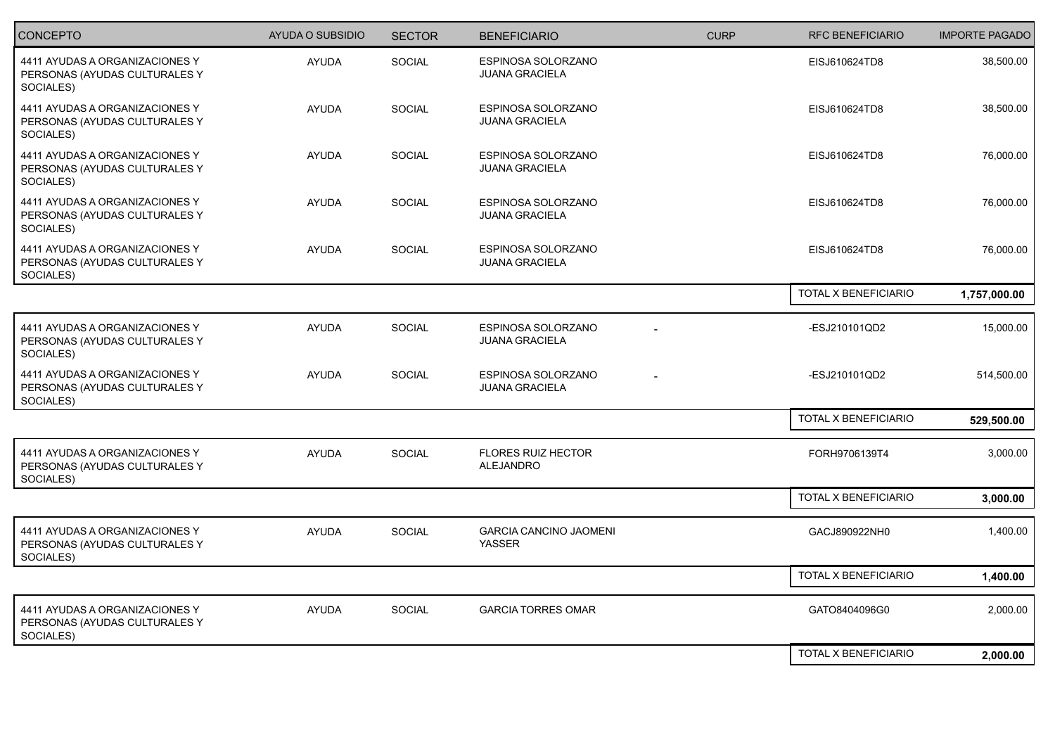| CONCEPTO | AYUDA O SUBSIDIO | SECTOR | BENEFICIARIO | CURP | RFC BENEFICIARIO | IMPORTE PAGADO |
|---|---|---|---|---|---|---|
| 4411 AYUDAS A ORGANIZACIONES Y PERSONAS (AYUDAS CULTURALES Y SOCIALES) | AYUDA | SOCIAL | ESPINOSA SOLORZANO JUANA GRACIELA | | EISJ610624TD8 | 38,500.00 |
| 4411 AYUDAS A ORGANIZACIONES Y PERSONAS (AYUDAS CULTURALES Y SOCIALES) | AYUDA | SOCIAL | ESPINOSA SOLORZANO JUANA GRACIELA | | EISJ610624TD8 | 38,500.00 |
| 4411 AYUDAS A ORGANIZACIONES Y PERSONAS (AYUDAS CULTURALES Y SOCIALES) | AYUDA | SOCIAL | ESPINOSA SOLORZANO JUANA GRACIELA | | EISJ610624TD8 | 76,000.00 |
| 4411 AYUDAS A ORGANIZACIONES Y PERSONAS (AYUDAS CULTURALES Y SOCIALES) | AYUDA | SOCIAL | ESPINOSA SOLORZANO JUANA GRACIELA | | EISJ610624TD8 | 76,000.00 |
| 4411 AYUDAS A ORGANIZACIONES Y PERSONAS (AYUDAS CULTURALES Y SOCIALES) | AYUDA | SOCIAL | ESPINOSA SOLORZANO JUANA GRACIELA | | EISJ610624TD8 | 76,000.00 |
| | | | | | TOTAL X BENEFICIARIO | **1,757,000.00** |
| 4411 AYUDAS A ORGANIZACIONES Y PERSONAS (AYUDAS CULTURALES Y SOCIALES) | AYUDA | SOCIAL | ESPINOSA SOLORZANO JUANA GRACIELA | - | -ESJ210101QD2 | 15,000.00 |
| 4411 AYUDAS A ORGANIZACIONES Y PERSONAS (AYUDAS CULTURALES Y SOCIALES) | AYUDA | SOCIAL | ESPINOSA SOLORZANO JUANA GRACIELA | - | -ESJ210101QD2 | 514,500.00 |
| | | | | | TOTAL X BENEFICIARIO | **529,500.00** |
| 4411 AYUDAS A ORGANIZACIONES Y PERSONAS (AYUDAS CULTURALES Y SOCIALES) | AYUDA | SOCIAL | FLORES RUIZ HECTOR ALEJANDRO | | FORH9706139T4 | 3,000.00 |
| | | | | | TOTAL X BENEFICIARIO | **3,000.00** |
| 4411 AYUDAS A ORGANIZACIONES Y PERSONAS (AYUDAS CULTURALES Y SOCIALES) | AYUDA | SOCIAL | GARCIA CANCINO JAOMENI YASSER | | GACJ890922NH0 | 1,400.00 |
| | | | | | TOTAL X BENEFICIARIO | **1,400.00** |
| 4411 AYUDAS A ORGANIZACIONES Y PERSONAS (AYUDAS CULTURALES Y SOCIALES) | AYUDA | SOCIAL | GARCIA TORRES OMAR | | GATO8404096G0 | 2,000.00 |
| | | | | | TOTAL X BENEFICIARIO | **2,000.00** |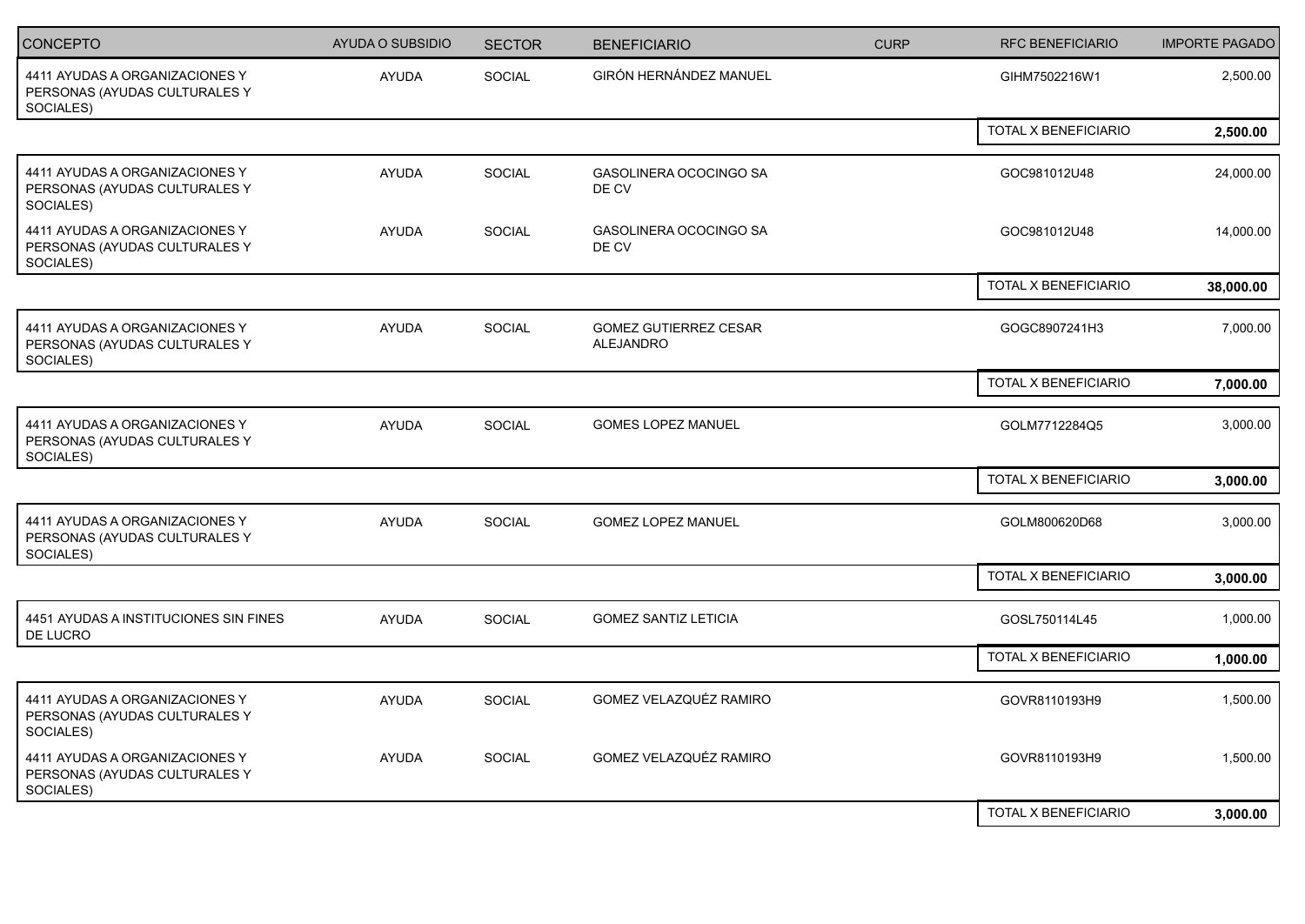| CONCEPTO | AYUDA O SUBSIDIO | SECTOR | BENEFICIARIO | CURP | RFC BENEFICIARIO | IMPORTE PAGADO |
|---|---|---|---|---|---|---|
| 4411 AYUDAS A ORGANIZACIONES Y PERSONAS (AYUDAS CULTURALES Y SOCIALES) | AYUDA | SOCIAL | GIRÓN HERNÁNDEZ MANUEL | | GIHM7502216W1 | 2,500.00 |
| | | | | | TOTAL X BENEFICIARIO | **2,500.00** |
| 4411 AYUDAS A ORGANIZACIONES Y PERSONAS (AYUDAS CULTURALES Y SOCIALES) | AYUDA | SOCIAL | GASOLINERA OCOCINGO SA DE CV | | GOC981012U48 | 24,000.00 |
| 4411 AYUDAS A ORGANIZACIONES Y PERSONAS (AYUDAS CULTURALES Y SOCIALES) | AYUDA | SOCIAL | GASOLINERA OCOCINGO SA DE CV | | GOC981012U48 | 14,000.00 |
| | | | | | TOTAL X BENEFICIARIO | **38,000.00** |
| 4411 AYUDAS A ORGANIZACIONES Y PERSONAS (AYUDAS CULTURALES Y SOCIALES) | AYUDA | SOCIAL | GOMEZ GUTIERREZ CESAR ALEJANDRO | | GOGC8907241H3 | 7,000.00 |
| | | | | | TOTAL X BENEFICIARIO | **7,000.00** |
| 4411 AYUDAS A ORGANIZACIONES Y PERSONAS (AYUDAS CULTURALES Y SOCIALES) | AYUDA | SOCIAL | GOMES LOPEZ MANUEL | | GOLM7712284Q5 | 3,000.00 |
| | | | | | TOTAL X BENEFICIARIO | **3,000.00** |
| 4411 AYUDAS A ORGANIZACIONES Y PERSONAS (AYUDAS CULTURALES Y SOCIALES) | AYUDA | SOCIAL | GOMEZ LOPEZ MANUEL | | GOLM800620D68 | 3,000.00 |
| | | | | | TOTAL X BENEFICIARIO | **3,000.00** |
| 4451 AYUDAS A INSTITUCIONES SIN FINES DE LUCRO | AYUDA | SOCIAL | GOMEZ SANTIZ LETICIA | | GOSL750114L45 | 1,000.00 |
| | | | | | TOTAL X BENEFICIARIO | **1,000.00** |
| 4411 AYUDAS A ORGANIZACIONES Y PERSONAS (AYUDAS CULTURALES Y SOCIALES) | AYUDA | SOCIAL | GOMEZ VELAZQUÉZ RAMIRO | | GOVR8110193H9 | 1,500.00 |
| 4411 AYUDAS A ORGANIZACIONES Y PERSONAS (AYUDAS CULTURALES Y SOCIALES) | AYUDA | SOCIAL | GOMEZ VELAZQUÉZ RAMIRO | | GOVR8110193H9 | 1,500.00 |
| | | | | | TOTAL X BENEFICIARIO | **3,000.00** |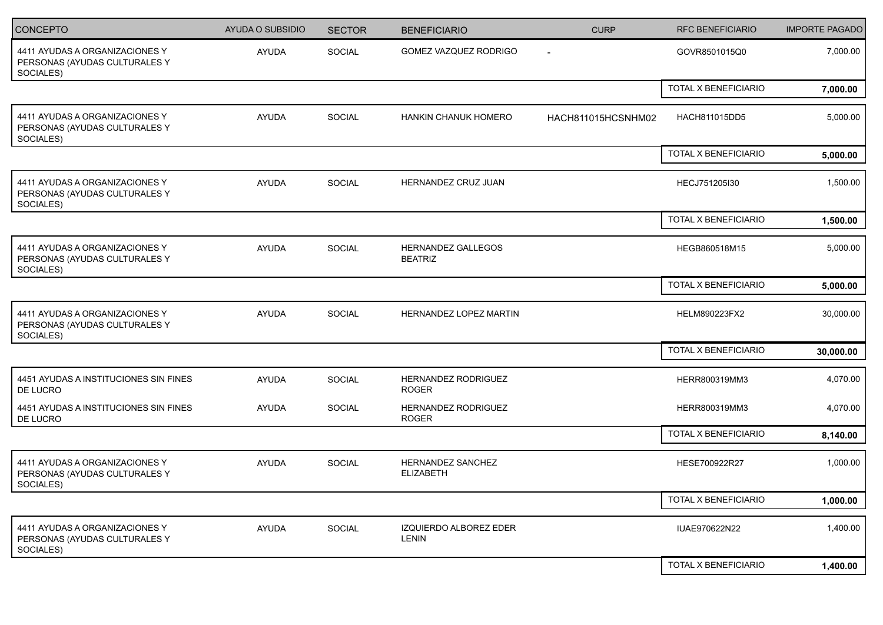| CONCEPTO | AYUDA O SUBSIDIO | SECTOR | BENEFICIARIO | CURP | RFC BENEFICIARIO | IMPORTE PAGADO |
|---|---|---|---|---|---|---|
| 4411 AYUDAS A ORGANIZACIONES Y PERSONAS (AYUDAS CULTURALES Y SOCIALES) | AYUDA | SOCIAL | GOMEZ VAZQUEZ RODRIGO | - | GOVR8501015Q0 | 7,000.00 |
| | | | | | TOTAL X BENEFICIARIO | **7,000.00** |
| 4411 AYUDAS A ORGANIZACIONES Y PERSONAS (AYUDAS CULTURALES Y SOCIALES) | AYUDA | SOCIAL | HANKIN CHANUK HOMERO | HACH811015HCSNHM02 | HACH811015DD5 | 5,000.00 |
| | | | | | TOTAL X BENEFICIARIO | **5,000.00** |
| 4411 AYUDAS A ORGANIZACIONES Y PERSONAS (AYUDAS CULTURALES Y SOCIALES) | AYUDA | SOCIAL | HERNANDEZ CRUZ JUAN | | HECJ751205I30 | 1,500.00 |
| | | | | | TOTAL X BENEFICIARIO | **1,500.00** |
| 4411 AYUDAS A ORGANIZACIONES Y PERSONAS (AYUDAS CULTURALES Y SOCIALES) | AYUDA | SOCIAL | HERNANDEZ GALLEGOS BEATRIZ | | HEGB860518M15 | 5,000.00 |
| | | | | | TOTAL X BENEFICIARIO | **5,000.00** |
| 4411 AYUDAS A ORGANIZACIONES Y PERSONAS (AYUDAS CULTURALES Y SOCIALES) | AYUDA | SOCIAL | HERNANDEZ LOPEZ MARTIN | | HELM890223FX2 | 30,000.00 |
| | | | | | TOTAL X BENEFICIARIO | **30,000.00** |
| 4451 AYUDAS A INSTITUCIONES SIN FINES DE LUCRO | AYUDA | SOCIAL | HERNANDEZ RODRIGUEZ ROGER | | HERR800319MM3 | 4,070.00 |
| 4451 AYUDAS A INSTITUCIONES SIN FINES DE LUCRO | AYUDA | SOCIAL | HERNANDEZ RODRIGUEZ ROGER | | HERR800319MM3 | 4,070.00 |
| | | | | | TOTAL X BENEFICIARIO | **8,140.00** |
| 4411 AYUDAS A ORGANIZACIONES Y PERSONAS (AYUDAS CULTURALES Y SOCIALES) | AYUDA | SOCIAL | HERNANDEZ SANCHEZ ELIZABETH | | HESE700922R27 | 1,000.00 |
| | | | | | TOTAL X BENEFICIARIO | **1,000.00** |
| 4411 AYUDAS A ORGANIZACIONES Y PERSONAS (AYUDAS CULTURALES Y SOCIALES) | AYUDA | SOCIAL | IZQUIERDO ALBOREZ EDER LENIN | | IUAE970622N22 | 1,400.00 |
| | | | | | TOTAL X BENEFICIARIO | **1,400.00** |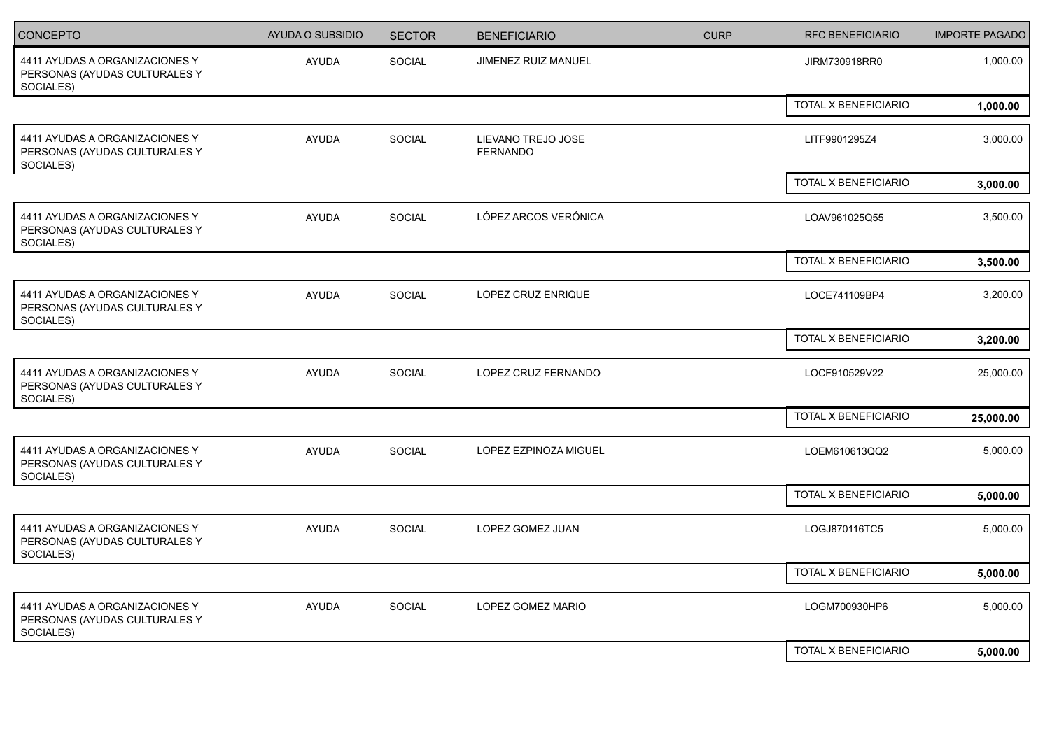| CONCEPTO | AYUDA O SUBSIDIO | SECTOR | BENEFICIARIO | CURP | RFC BENEFICIARIO | IMPORTE PAGADO |
|---|---|---|---|---|---|---|
| 4411 AYUDAS A ORGANIZACIONES Y PERSONAS (AYUDAS CULTURALES Y SOCIALES) | AYUDA | SOCIAL | JIMENEZ RUIZ MANUEL | | JIRM730918RR0 | 1,000.00 |
| | | | | | TOTAL X BENEFICIARIO | **1,000.00** |
| 4411 AYUDAS A ORGANIZACIONES Y PERSONAS (AYUDAS CULTURALES Y SOCIALES) | AYUDA | SOCIAL | LIEVANO TREJO JOSE FERNANDO | | LITF9901295Z4 | 3,000.00 |
| | | | | | TOTAL X BENEFICIARIO | **3,000.00** |
| 4411 AYUDAS A ORGANIZACIONES Y PERSONAS (AYUDAS CULTURALES Y SOCIALES) | AYUDA | SOCIAL | LÓPEZ ARCOS VERÓNICA | | LOAV961025Q55 | 3,500.00 |
| | | | | | TOTAL X BENEFICIARIO | **3,500.00** |
| 4411 AYUDAS A ORGANIZACIONES Y PERSONAS (AYUDAS CULTURALES Y SOCIALES) | AYUDA | SOCIAL | LOPEZ CRUZ ENRIQUE | | LOCE741109BP4 | 3,200.00 |
| | | | | | TOTAL X BENEFICIARIO | **3,200.00** |
| 4411 AYUDAS A ORGANIZACIONES Y PERSONAS (AYUDAS CULTURALES Y SOCIALES) | AYUDA | SOCIAL | LOPEZ CRUZ FERNANDO | | LOCF910529V22 | 25,000.00 |
| | | | | | TOTAL X BENEFICIARIO | **25,000.00** |
| 4411 AYUDAS A ORGANIZACIONES Y PERSONAS (AYUDAS CULTURALES Y SOCIALES) | AYUDA | SOCIAL | LOPEZ EZPINOZA MIGUEL | | LOEM610613QQ2 | 5,000.00 |
| | | | | | TOTAL X BENEFICIARIO | **5,000.00** |
| 4411 AYUDAS A ORGANIZACIONES Y PERSONAS (AYUDAS CULTURALES Y SOCIALES) | AYUDA | SOCIAL | LOPEZ GOMEZ JUAN | | LOGJ870116TC5 | 5,000.00 |
| | | | | | TOTAL X BENEFICIARIO | **5,000.00** |
| 4411 AYUDAS A ORGANIZACIONES Y PERSONAS (AYUDAS CULTURALES Y SOCIALES) | AYUDA | SOCIAL | LOPEZ GOMEZ MARIO | | LOGM700930HP6 | 5,000.00 |
| | | | | | TOTAL X BENEFICIARIO | **5,000.00** |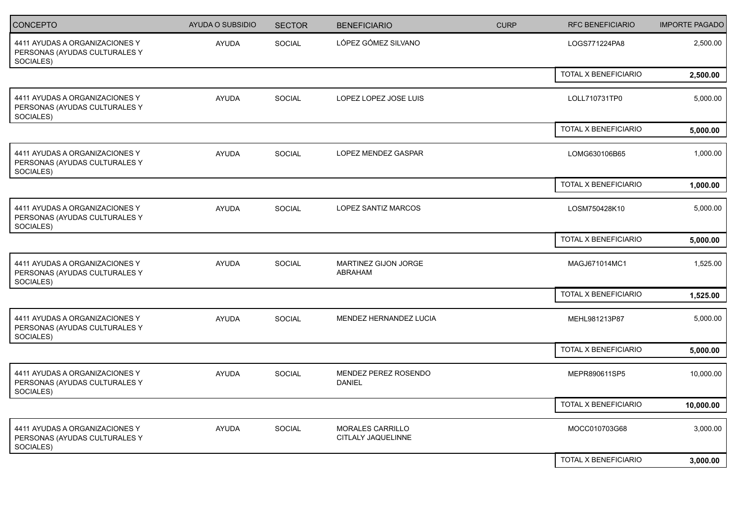| CONCEPTO | AYUDA O SUBSIDIO | SECTOR | BENEFICIARIO | CURP | RFC BENEFICIARIO | IMPORTE PAGADO |
|---|---|---|---|---|---|---|
| 4411 AYUDAS A ORGANIZACIONES Y PERSONAS (AYUDAS CULTURALES Y SOCIALES) | AYUDA | SOCIAL | LÓPEZ GÓMEZ SILVANO | | LOGS771224PA8 | 2,500.00 |
| | | | | | TOTAL X BENEFICIARIO | **2,500.00** |
| 4411 AYUDAS A ORGANIZACIONES Y PERSONAS (AYUDAS CULTURALES Y SOCIALES) | AYUDA | SOCIAL | LOPEZ LOPEZ JOSE LUIS | | LOLL710731TP0 | 5,000.00 |
| | | | | | TOTAL X BENEFICIARIO | **5,000.00** |
| 4411 AYUDAS A ORGANIZACIONES Y PERSONAS (AYUDAS CULTURALES Y SOCIALES) | AYUDA | SOCIAL | LOPEZ MENDEZ GASPAR | | LOMG630106B65 | 1,000.00 |
| | | | | | TOTAL X BENEFICIARIO | **1,000.00** |
| 4411 AYUDAS A ORGANIZACIONES Y PERSONAS (AYUDAS CULTURALES Y SOCIALES) | AYUDA | SOCIAL | LOPEZ SANTIZ MARCOS | | LOSM750428K10 | 5,000.00 |
| | | | | | TOTAL X BENEFICIARIO | **5,000.00** |
| 4411 AYUDAS A ORGANIZACIONES Y PERSONAS (AYUDAS CULTURALES Y SOCIALES) | AYUDA | SOCIAL | MARTINEZ GIJON JORGE ABRAHAM | | MAGJ671014MC1 | 1,525.00 |
| | | | | | TOTAL X BENEFICIARIO | **1,525.00** |
| 4411 AYUDAS A ORGANIZACIONES Y PERSONAS (AYUDAS CULTURALES Y SOCIALES) | AYUDA | SOCIAL | MENDEZ HERNANDEZ LUCIA | | MEHL981213P87 | 5,000.00 |
| | | | | | TOTAL X BENEFICIARIO | **5,000.00** |
| 4411 AYUDAS A ORGANIZACIONES Y PERSONAS (AYUDAS CULTURALES Y SOCIALES) | AYUDA | SOCIAL | MENDEZ PEREZ ROSENDO DANIEL | | MEPR890611SP5 | 10,000.00 |
| | | | | | TOTAL X BENEFICIARIO | **10,000.00** |
| 4411 AYUDAS A ORGANIZACIONES Y PERSONAS (AYUDAS CULTURALES Y SOCIALES) | AYUDA | SOCIAL | MORALES CARRILLO CITLALY JAQUELINNE | | MOCC010703G68 | 3,000.00 |
| | | | | | TOTAL X BENEFICIARIO | **3,000.00** |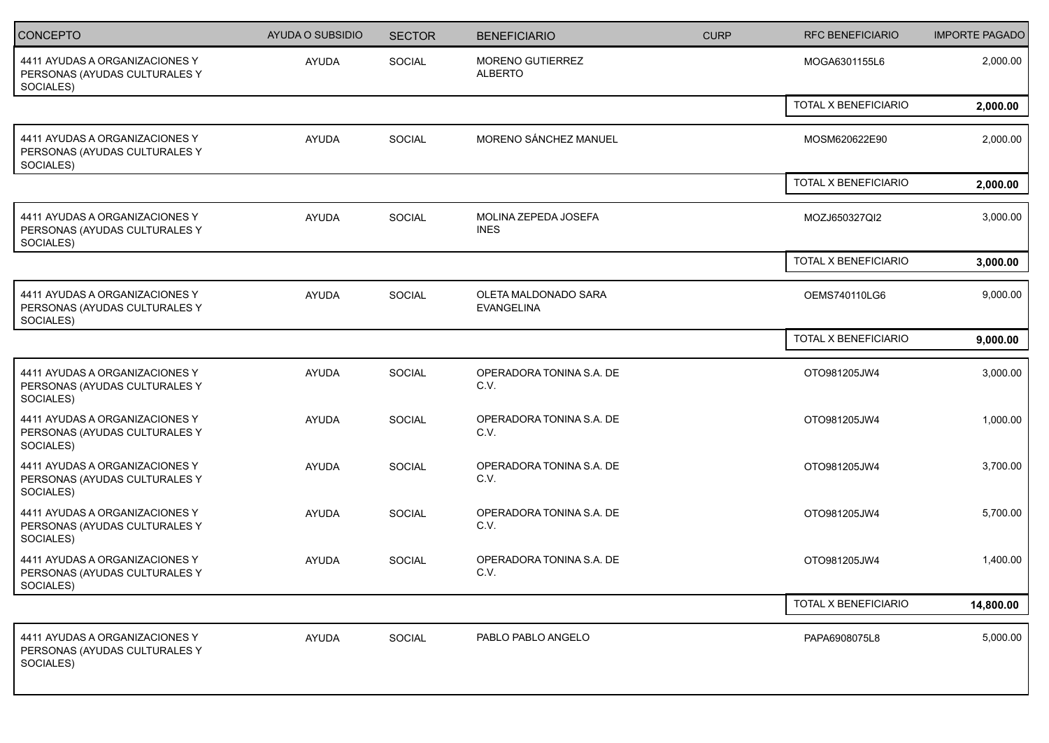| CONCEPTO | AYUDA O SUBSIDIO | SECTOR | BENEFICIARIO | CURP | RFC BENEFICIARIO | IMPORTE PAGADO |
|---|---|---|---|---|---|---|
| 4411 AYUDAS A ORGANIZACIONES Y PERSONAS (AYUDAS CULTURALES Y SOCIALES) | AYUDA | SOCIAL | MORENO GUTIERREZ ALBERTO | | MOGA6301155L6 | 2,000.00 |
| | | | | | TOTAL X BENEFICIARIO | **2,000.00** |
| 4411 AYUDAS A ORGANIZACIONES Y PERSONAS (AYUDAS CULTURALES Y SOCIALES) | AYUDA | SOCIAL | MORENO SÁNCHEZ MANUEL | | MOSM620622E90 | 2,000.00 |
| | | | | | TOTAL X BENEFICIARIO | **2,000.00** |
| 4411 AYUDAS A ORGANIZACIONES Y PERSONAS (AYUDAS CULTURALES Y SOCIALES) | AYUDA | SOCIAL | MOLINA ZEPEDA JOSEFA INES | | MOZJ650327QI2 | 3,000.00 |
| | | | | | TOTAL X BENEFICIARIO | **3,000.00** |
| 4411 AYUDAS A ORGANIZACIONES Y PERSONAS (AYUDAS CULTURALES Y SOCIALES) | AYUDA | SOCIAL | OLETA MALDONADO SARA EVANGELINA | | OEMS740110LG6 | 9,000.00 |
| | | | | | TOTAL X BENEFICIARIO | **9,000.00** |
| 4411 AYUDAS A ORGANIZACIONES Y PERSONAS (AYUDAS CULTURALES Y SOCIALES) | AYUDA | SOCIAL | OPERADORA TONINA S.A. DE C.V. | | OTO981205JW4 | 3,000.00 |
| 4411 AYUDAS A ORGANIZACIONES Y PERSONAS (AYUDAS CULTURALES Y SOCIALES) | AYUDA | SOCIAL | OPERADORA TONINA S.A. DE C.V. | | OTO981205JW4 | 1,000.00 |
| 4411 AYUDAS A ORGANIZACIONES Y PERSONAS (AYUDAS CULTURALES Y SOCIALES) | AYUDA | SOCIAL | OPERADORA TONINA S.A. DE C.V. | | OTO981205JW4 | 3,700.00 |
| 4411 AYUDAS A ORGANIZACIONES Y PERSONAS (AYUDAS CULTURALES Y SOCIALES) | AYUDA | SOCIAL | OPERADORA TONINA S.A. DE C.V. | | OTO981205JW4 | 5,700.00 |
| 4411 AYUDAS A ORGANIZACIONES Y PERSONAS (AYUDAS CULTURALES Y SOCIALES) | AYUDA | SOCIAL | OPERADORA TONINA S.A. DE C.V. | | OTO981205JW4 | 1,400.00 |
| | | | | | TOTAL X BENEFICIARIO | **14,800.00** |
| 4411 AYUDAS A ORGANIZACIONES Y PERSONAS (AYUDAS CULTURALES Y SOCIALES) | AYUDA | SOCIAL | PABLO PABLO ANGELO | | PAPA6908075L8 | 5,000.00 |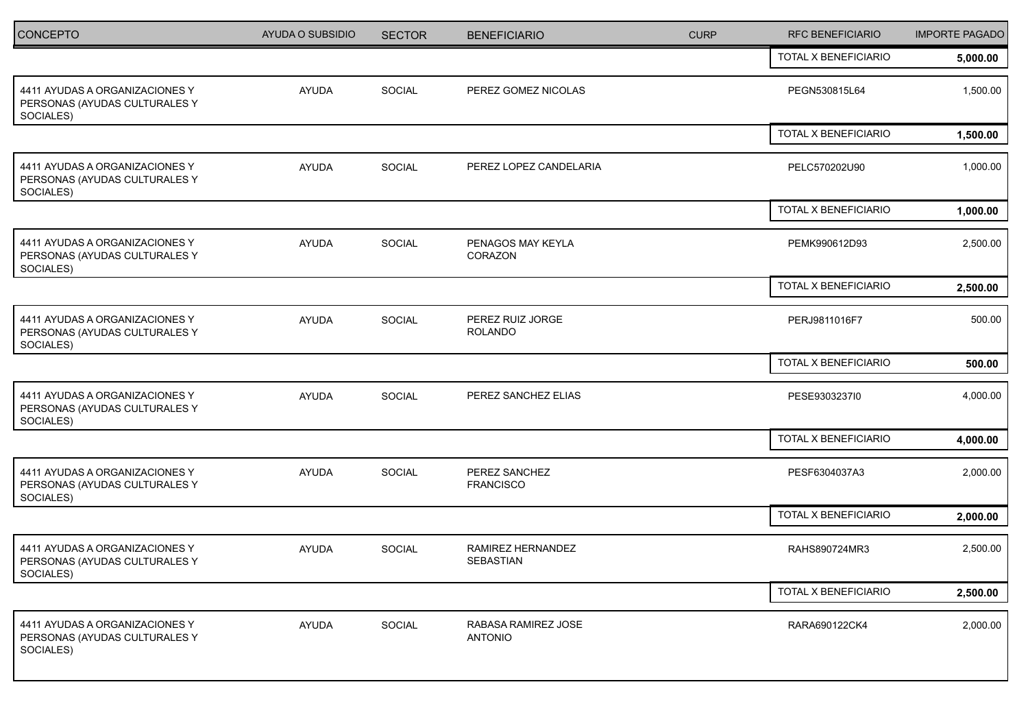| CONCEPTO | AYUDA O SUBSIDIO | SECTOR | BENEFICIARIO | CURP | RFC BENEFICIARIO | IMPORTE PAGADO |
|---|---|---|---|---|---|---|
| | | | | | TOTAL X BENEFICIARIO | **5,000.00** |
| 4411 AYUDAS A ORGANIZACIONES Y PERSONAS (AYUDAS CULTURALES Y SOCIALES) | AYUDA | SOCIAL | PEREZ GOMEZ NICOLAS | | PEGN530815L64 | 1,500.00 |
| | | | | | TOTAL X BENEFICIARIO | **1,500.00** |
| 4411 AYUDAS A ORGANIZACIONES Y PERSONAS (AYUDAS CULTURALES Y SOCIALES) | AYUDA | SOCIAL | PEREZ LOPEZ CANDELARIA | | PELC570202U90 | 1,000.00 |
| | | | | | TOTAL X BENEFICIARIO | **1,000.00** |
| 4411 AYUDAS A ORGANIZACIONES Y PERSONAS (AYUDAS CULTURALES Y SOCIALES) | AYUDA | SOCIAL | PENAGOS MAY KEYLA CORAZON | | PEMK990612D93 | 2,500.00 |
| | | | | | TOTAL X BENEFICIARIO | **2,500.00** |
| 4411 AYUDAS A ORGANIZACIONES Y PERSONAS (AYUDAS CULTURALES Y SOCIALES) | AYUDA | SOCIAL | PEREZ RUIZ JORGE ROLANDO | | PERJ9811016F7 | 500.00 |
| | | | | | TOTAL X BENEFICIARIO | **500.00** |
| 4411 AYUDAS A ORGANIZACIONES Y PERSONAS (AYUDAS CULTURALES Y SOCIALES) | AYUDA | SOCIAL | PEREZ SANCHEZ ELIAS | | PESE9303237I0 | 4,000.00 |
| | | | | | TOTAL X BENEFICIARIO | **4,000.00** |
| 4411 AYUDAS A ORGANIZACIONES Y PERSONAS (AYUDAS CULTURALES Y SOCIALES) | AYUDA | SOCIAL | PEREZ SANCHEZ FRANCISCO | | PESF6304037A3 | 2,000.00 |
| | | | | | TOTAL X BENEFICIARIO | **2,000.00** |
| 4411 AYUDAS A ORGANIZACIONES Y PERSONAS (AYUDAS CULTURALES Y SOCIALES) | AYUDA | SOCIAL | RAMIREZ HERNANDEZ SEBASTIAN | | RAHS890724MR3 | 2,500.00 |
| | | | | | TOTAL X BENEFICIARIO | **2,500.00** |
| 4411 AYUDAS A ORGANIZACIONES Y PERSONAS (AYUDAS CULTURALES Y SOCIALES) | AYUDA | SOCIAL | RABASA RAMIREZ JOSE ANTONIO | | RARA690122CK4 | 2,000.00 |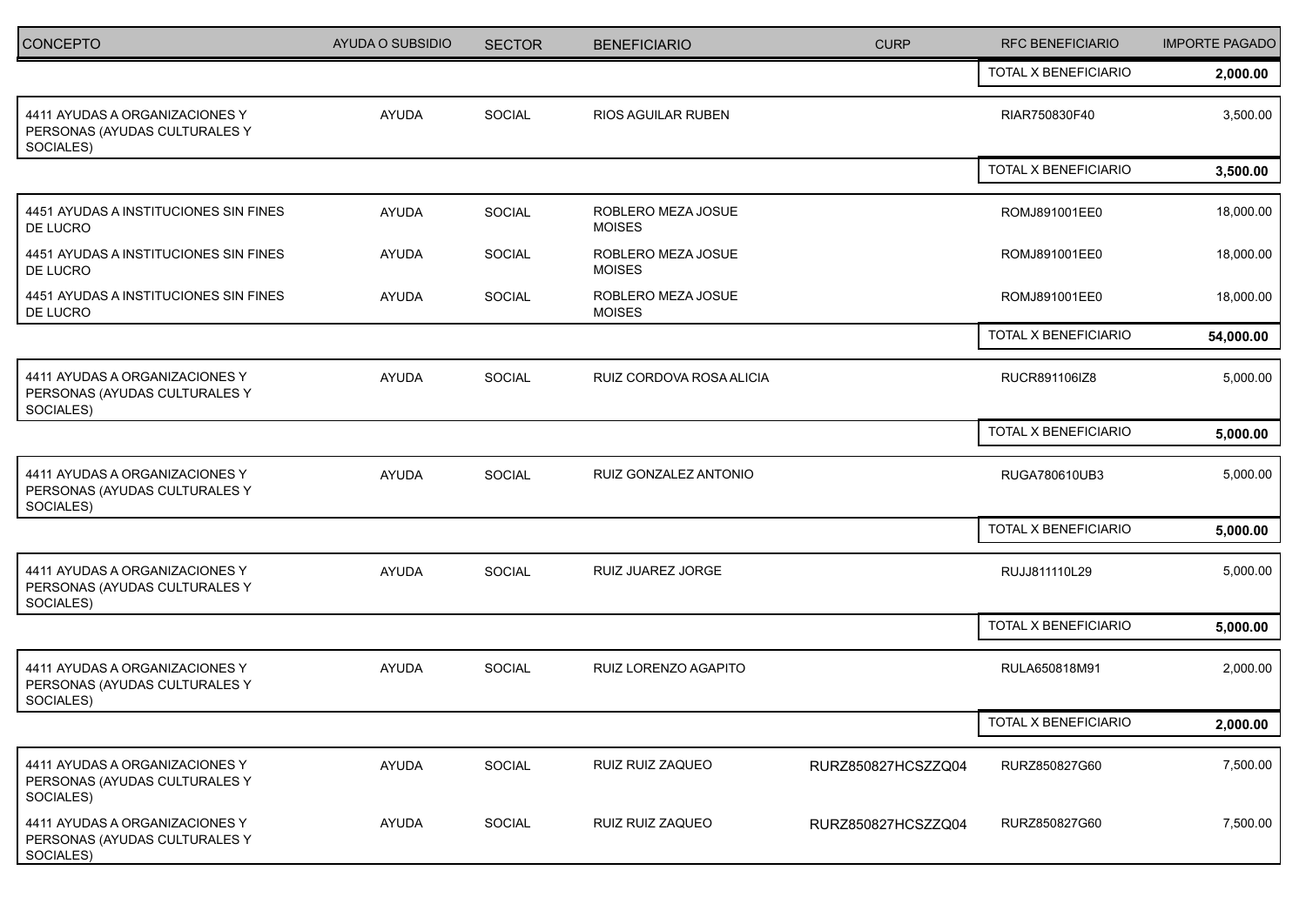| CONCEPTO | AYUDA O SUBSIDIO | SECTOR | BENEFICIARIO | CURP | RFC BENEFICIARIO | IMPORTE PAGADO |
|---|---|---|---|---|---|---|
| | | | | | TOTAL X BENEFICIARIO | **2,000.00** |
| 4411 AYUDAS A ORGANIZACIONES Y PERSONAS (AYUDAS CULTURALES Y SOCIALES) | AYUDA | SOCIAL | RIOS AGUILAR RUBEN | | RIAR750830F40 | 3,500.00 |
| | | | | | TOTAL X BENEFICIARIO | **3,500.00** |
| 4451 AYUDAS A INSTITUCIONES SIN FINES DE LUCRO | AYUDA | SOCIAL | ROBLERO MEZA JOSUE MOISES | | ROMJ891001EE0 | 18,000.00 |
| 4451 AYUDAS A INSTITUCIONES SIN FINES DE LUCRO | AYUDA | SOCIAL | ROBLERO MEZA JOSUE MOISES | | ROMJ891001EE0 | 18,000.00 |
| 4451 AYUDAS A INSTITUCIONES SIN FINES DE LUCRO | AYUDA | SOCIAL | ROBLERO MEZA JOSUE MOISES | | ROMJ891001EE0 | 18,000.00 |
| | | | | | TOTAL X BENEFICIARIO | **54,000.00** |
| 4411 AYUDAS A ORGANIZACIONES Y PERSONAS (AYUDAS CULTURALES Y SOCIALES) | AYUDA | SOCIAL | RUIZ CORDOVA ROSA ALICIA | | RUCR891106IZ8 | 5,000.00 |
| | | | | | TOTAL X BENEFICIARIO | **5,000.00** |
| 4411 AYUDAS A ORGANIZACIONES Y PERSONAS (AYUDAS CULTURALES Y SOCIALES) | AYUDA | SOCIAL | RUIZ GONZALEZ ANTONIO | | RUGA780610UB3 | 5,000.00 |
| | | | | | TOTAL X BENEFICIARIO | **5,000.00** |
| 4411 AYUDAS A ORGANIZACIONES Y PERSONAS (AYUDAS CULTURALES Y SOCIALES) | AYUDA | SOCIAL | RUIZ JUAREZ JORGE | | RUJJ811110L29 | 5,000.00 |
| | | | | | TOTAL X BENEFICIARIO | **5,000.00** |
| 4411 AYUDAS A ORGANIZACIONES Y PERSONAS (AYUDAS CULTURALES Y SOCIALES) | AYUDA | SOCIAL | RUIZ LORENZO AGAPITO | | RULA650818M91 | 2,000.00 |
| | | | | | TOTAL X BENEFICIARIO | **2,000.00** |
| 4411 AYUDAS A ORGANIZACIONES Y PERSONAS (AYUDAS CULTURALES Y SOCIALES) | AYUDA | SOCIAL | RUIZ RUIZ ZAQUEO | RURZ850827HCSZZQ04 | RURZ850827G60 | 7,500.00 |
| 4411 AYUDAS A ORGANIZACIONES Y PERSONAS (AYUDAS CULTURALES Y SOCIALES) | AYUDA | SOCIAL | RUIZ RUIZ ZAQUEO | RURZ850827HCSZZQ04 | RURZ850827G60 | 7,500.00 |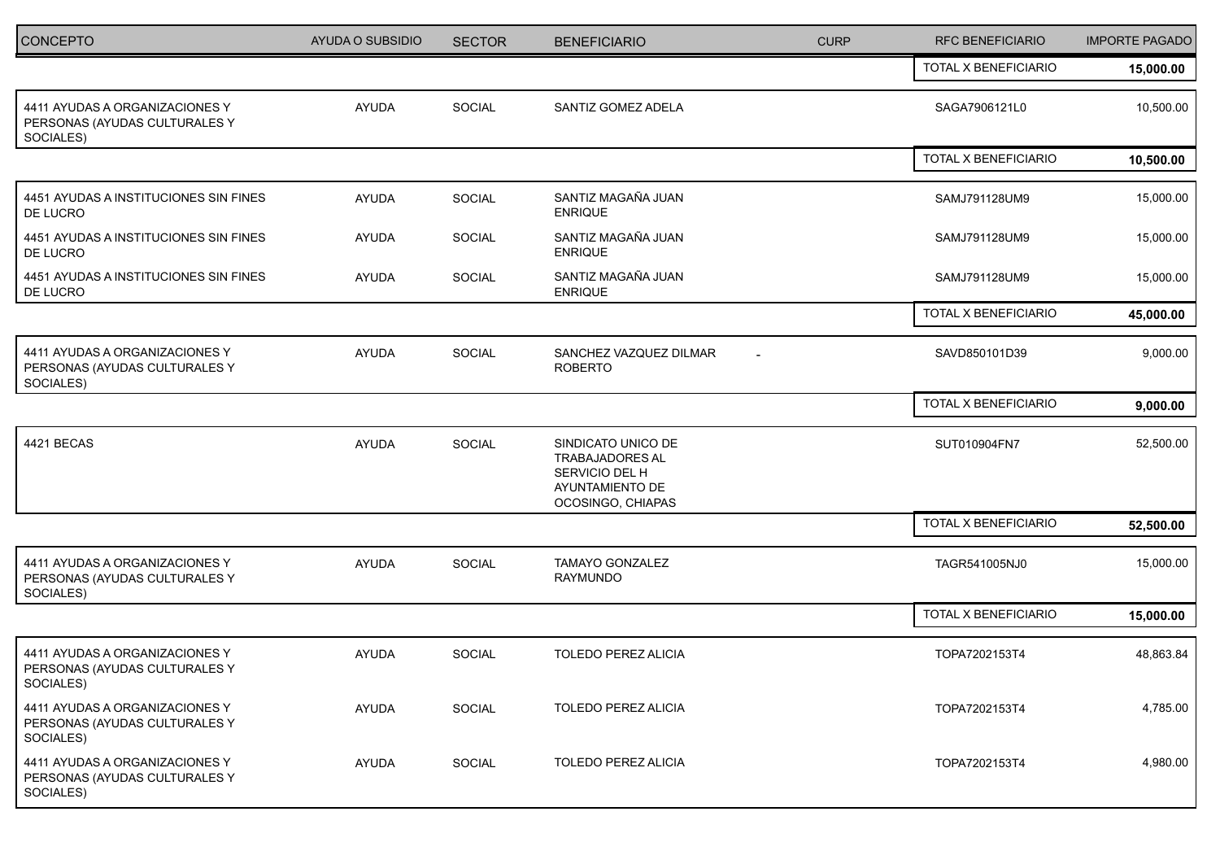| CONCEPTO | AYUDA O SUBSIDIO | SECTOR | BENEFICIARIO | CURP | RFC BENEFICIARIO | IMPORTE PAGADO |
|---|---|---|---|---|---|---|
| | | | | | TOTAL X BENEFICIARIO | **15,000.00** |
| 4411 AYUDAS A ORGANIZACIONES Y PERSONAS (AYUDAS CULTURALES Y SOCIALES) | AYUDA | SOCIAL | SANTIZ GOMEZ ADELA | | SAGA7906121L0 | 10,500.00 |
| | | | | | TOTAL X BENEFICIARIO | **10,500.00** |
| 4451 AYUDAS A INSTITUCIONES SIN FINES DE LUCRO | AYUDA | SOCIAL | SANTIZ MAGAÑA JUAN ENRIQUE | | SAMJ791128UM9 | 15,000.00 |
| 4451 AYUDAS A INSTITUCIONES SIN FINES DE LUCRO | AYUDA | SOCIAL | SANTIZ MAGAÑA JUAN ENRIQUE | | SAMJ791128UM9 | 15,000.00 |
| 4451 AYUDAS A INSTITUCIONES SIN FINES DE LUCRO | AYUDA | SOCIAL | SANTIZ MAGAÑA JUAN ENRIQUE | | SAMJ791128UM9 | 15,000.00 |
| | | | | | TOTAL X BENEFICIARIO | **45,000.00** |
| 4411 AYUDAS A ORGANIZACIONES Y PERSONAS (AYUDAS CULTURALES Y SOCIALES) | AYUDA | SOCIAL | SANCHEZ VAZQUEZ DILMAR ROBERTO | - | SAVD850101D39 | 9,000.00 |
| | | | | | TOTAL X BENEFICIARIO | **9,000.00** |
| 4421 BECAS | AYUDA | SOCIAL | SINDICATO UNICO DE TRABAJADORES AL SERVICIO DEL H AYUNTAMIENTO DE OCOSINGO, CHIAPAS | | SUT010904FN7 | 52,500.00 |
| | | | | | TOTAL X BENEFICIARIO | **52,500.00** |
| 4411 AYUDAS A ORGANIZACIONES Y PERSONAS (AYUDAS CULTURALES Y SOCIALES) | AYUDA | SOCIAL | TAMAYO GONZALEZ RAYMUNDO | | TAGR541005NJ0 | 15,000.00 |
| | | | | | TOTAL X BENEFICIARIO | **15,000.00** |
| 4411 AYUDAS A ORGANIZACIONES Y PERSONAS (AYUDAS CULTURALES Y SOCIALES) | AYUDA | SOCIAL | TOLEDO PEREZ ALICIA | | TOPA7202153T4 | 48,863.84 |
| 4411 AYUDAS A ORGANIZACIONES Y PERSONAS (AYUDAS CULTURALES Y SOCIALES) | AYUDA | SOCIAL | TOLEDO PEREZ ALICIA | | TOPA7202153T4 | 4,785.00 |
| 4411 AYUDAS A ORGANIZACIONES Y PERSONAS (AYUDAS CULTURALES Y SOCIALES) | AYUDA | SOCIAL | TOLEDO PEREZ ALICIA | | TOPA7202153T4 | 4,980.00 |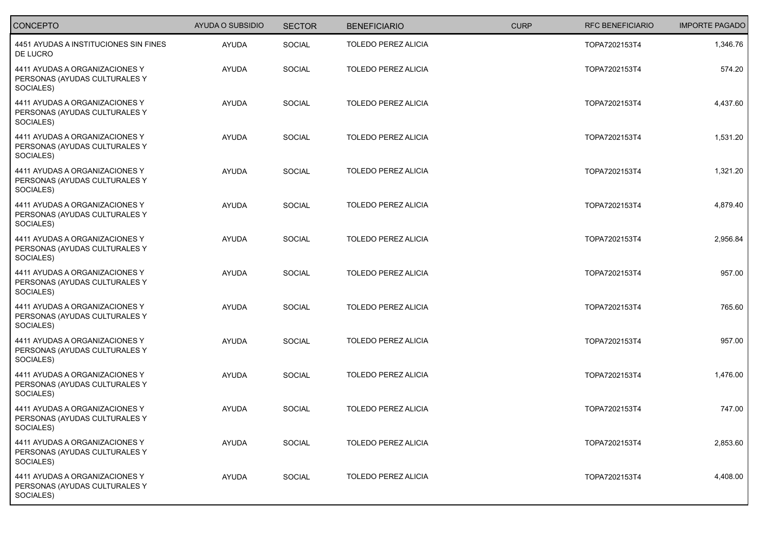| CONCEPTO | AYUDA O SUBSIDIO | SECTOR | BENEFICIARIO | CURP | RFC BENEFICIARIO | IMPORTE PAGADO |
|---|---|---|---|---|---|---|
| 4451 AYUDAS A INSTITUCIONES SIN FINES DE LUCRO | AYUDA | SOCIAL | TOLEDO PEREZ ALICIA | | TOPA7202153T4 | 1,346.76 |
| 4411 AYUDAS A ORGANIZACIONES Y PERSONAS (AYUDAS CULTURALES Y SOCIALES) | AYUDA | SOCIAL | TOLEDO PEREZ ALICIA | | TOPA7202153T4 | 574.20 |
| 4411 AYUDAS A ORGANIZACIONES Y PERSONAS (AYUDAS CULTURALES Y SOCIALES) | AYUDA | SOCIAL | TOLEDO PEREZ ALICIA | | TOPA7202153T4 | 4,437.60 |
| 4411 AYUDAS A ORGANIZACIONES Y PERSONAS (AYUDAS CULTURALES Y SOCIALES) | AYUDA | SOCIAL | TOLEDO PEREZ ALICIA | | TOPA7202153T4 | 1,531.20 |
| 4411 AYUDAS A ORGANIZACIONES Y PERSONAS (AYUDAS CULTURALES Y SOCIALES) | AYUDA | SOCIAL | TOLEDO PEREZ ALICIA | | TOPA7202153T4 | 1,321.20 |
| 4411 AYUDAS A ORGANIZACIONES Y PERSONAS (AYUDAS CULTURALES Y SOCIALES) | AYUDA | SOCIAL | TOLEDO PEREZ ALICIA | | TOPA7202153T4 | 4,879.40 |
| 4411 AYUDAS A ORGANIZACIONES Y PERSONAS (AYUDAS CULTURALES Y SOCIALES) | AYUDA | SOCIAL | TOLEDO PEREZ ALICIA | | TOPA7202153T4 | 2,956.84 |
| 4411 AYUDAS A ORGANIZACIONES Y PERSONAS (AYUDAS CULTURALES Y SOCIALES) | AYUDA | SOCIAL | TOLEDO PEREZ ALICIA | | TOPA7202153T4 | 957.00 |
| 4411 AYUDAS A ORGANIZACIONES Y PERSONAS (AYUDAS CULTURALES Y SOCIALES) | AYUDA | SOCIAL | TOLEDO PEREZ ALICIA | | TOPA7202153T4 | 765.60 |
| 4411 AYUDAS A ORGANIZACIONES Y PERSONAS (AYUDAS CULTURALES Y SOCIALES) | AYUDA | SOCIAL | TOLEDO PEREZ ALICIA | | TOPA7202153T4 | 957.00 |
| 4411 AYUDAS A ORGANIZACIONES Y PERSONAS (AYUDAS CULTURALES Y SOCIALES) | AYUDA | SOCIAL | TOLEDO PEREZ ALICIA | | TOPA7202153T4 | 1,476.00 |
| 4411 AYUDAS A ORGANIZACIONES Y PERSONAS (AYUDAS CULTURALES Y SOCIALES) | AYUDA | SOCIAL | TOLEDO PEREZ ALICIA | | TOPA7202153T4 | 747.00 |
| 4411 AYUDAS A ORGANIZACIONES Y PERSONAS (AYUDAS CULTURALES Y SOCIALES) | AYUDA | SOCIAL | TOLEDO PEREZ ALICIA | | TOPA7202153T4 | 2,853.60 |
| 4411 AYUDAS A ORGANIZACIONES Y PERSONAS (AYUDAS CULTURALES Y SOCIALES) | AYUDA | SOCIAL | TOLEDO PEREZ ALICIA | | TOPA7202153T4 | 4,408.00 |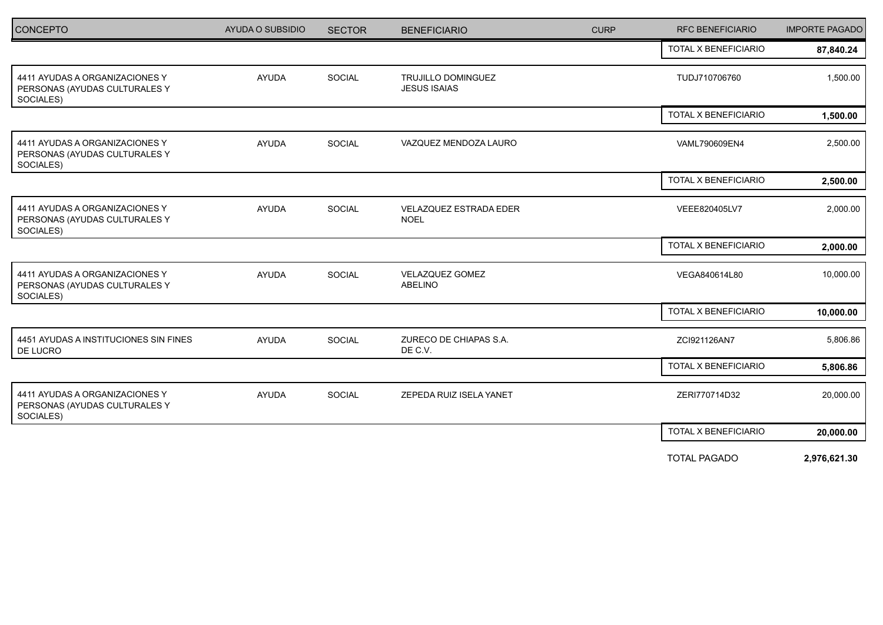| CONCEPTO | AYUDA O SUBSIDIO | SECTOR | BENEFICIARIO | CURP | RFC BENEFICIARIO | IMPORTE PAGADO |
|---|---|---|---|---|---|---|
| | | | | | TOTAL X BENEFICIARIO | **87,840.24** |
| 4411 AYUDAS A ORGANIZACIONES Y PERSONAS (AYUDAS CULTURALES Y SOCIALES) | AYUDA | SOCIAL | TRUJILLO DOMINGUEZ JESUS ISAIAS | | TUDJ710706760 | 1,500.00 |
| | | | | | TOTAL X BENEFICIARIO | **1,500.00** |
| 4411 AYUDAS A ORGANIZACIONES Y PERSONAS (AYUDAS CULTURALES Y SOCIALES) | AYUDA | SOCIAL | VAZQUEZ MENDOZA LAURO | | VAML790609EN4 | 2,500.00 |
| | | | | | TOTAL X BENEFICIARIO | **2,500.00** |
| 4411 AYUDAS A ORGANIZACIONES Y PERSONAS (AYUDAS CULTURALES Y SOCIALES) | AYUDA | SOCIAL | VELAZQUEZ ESTRADA EDER NOEL | | VEEE820405LV7 | 2,000.00 |
| | | | | | TOTAL X BENEFICIARIO | **2,000.00** |
| 4411 AYUDAS A ORGANIZACIONES Y PERSONAS (AYUDAS CULTURALES Y SOCIALES) | AYUDA | SOCIAL | VELAZQUEZ GOMEZ ABELINO | | VEGA840614L80 | 10,000.00 |
| | | | | | TOTAL X BENEFICIARIO | **10,000.00** |
| 4451 AYUDAS A INSTITUCIONES SIN FINES DE LUCRO | AYUDA | SOCIAL | ZURECO DE CHIAPAS S.A. DE C.V. | | ZCI921126AN7 | 5,806.86 |
| | | | | | TOTAL X BENEFICIARIO | **5,806.86** |
| 4411 AYUDAS A ORGANIZACIONES Y PERSONAS (AYUDAS CULTURALES Y SOCIALES) | AYUDA | SOCIAL | ZEPEDA RUIZ ISELA YANET | | ZERI770714D32 | 20,000.00 |
| | | | | | TOTAL X BENEFICIARIO | **20,000.00** |
| | | | | | TOTAL PAGADO | **2,976,621.30** |